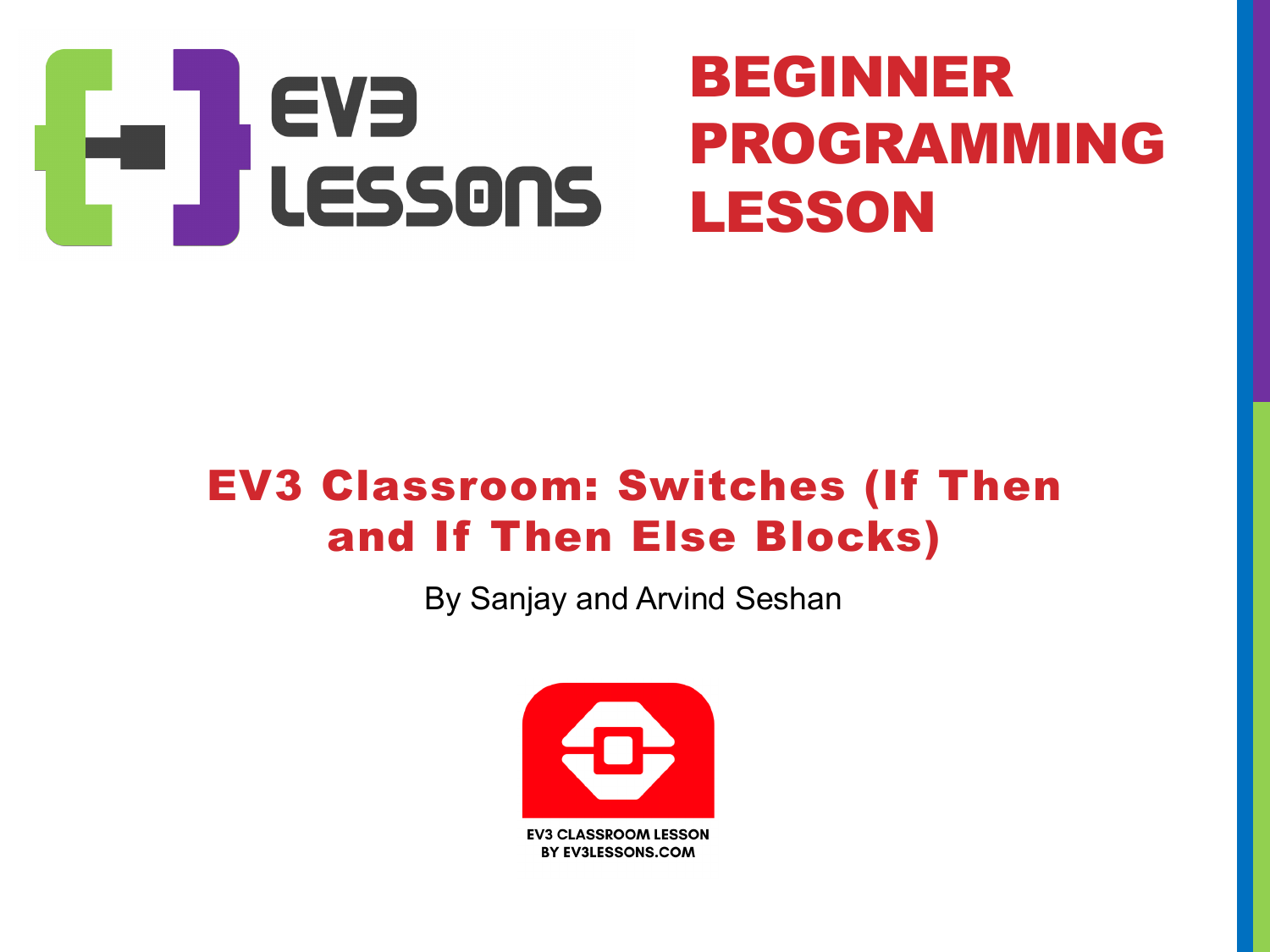EV3 LESSONS

# BEGINNER PROGRAMMING LESSON

## EV3 Classroom: Switches (If Then and If Then Else Blocks)

By Sanjay and Arvind Seshan

EV3 CLASSROOM LESSON
BY EV3LESSONS.COM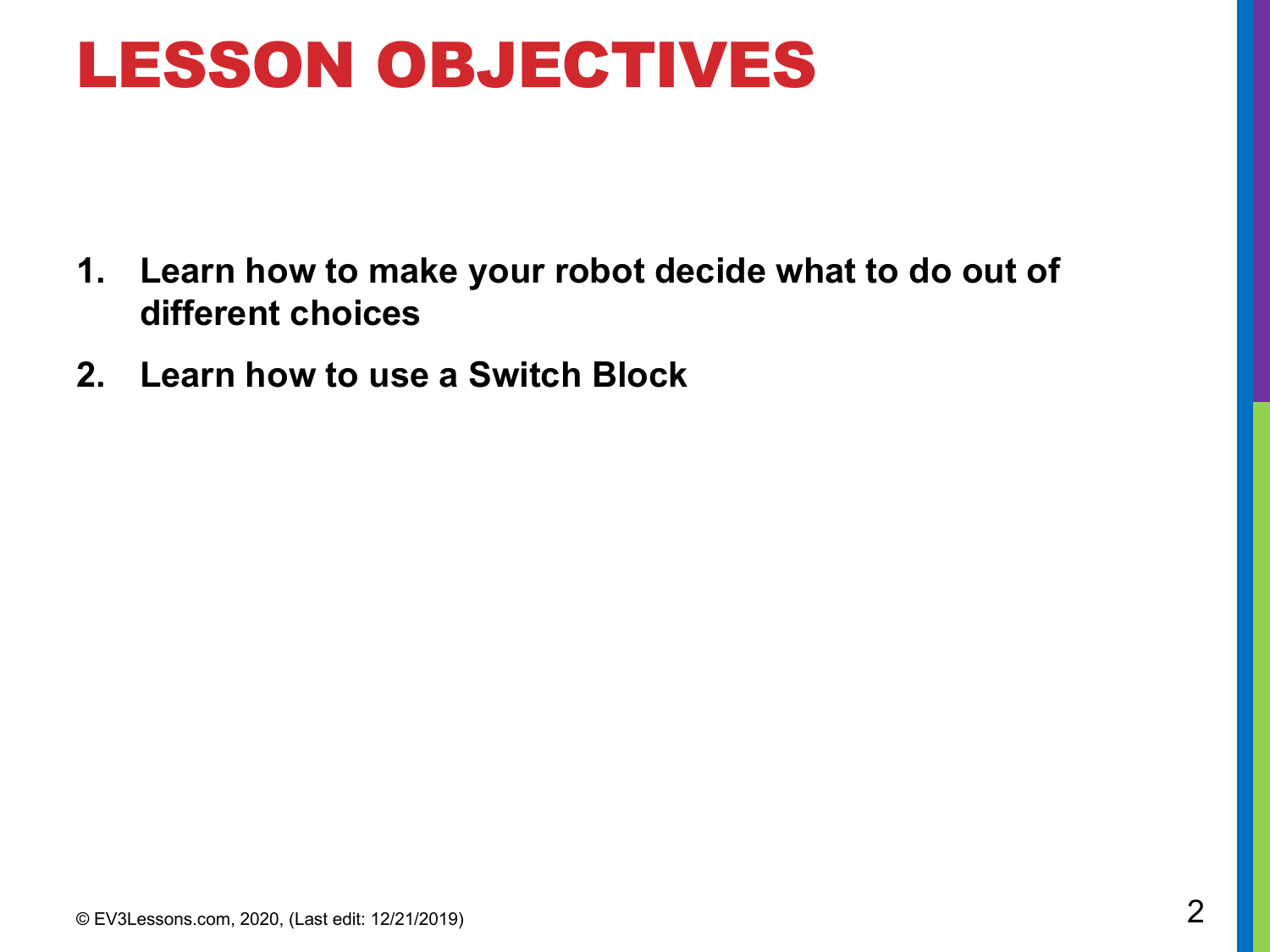# LESSON OBJECTIVES

1. **Learn how to make your robot decide what to do out of different choices**
2. **Learn how to use a Switch Block**

© EV3Lessons.com, 2020, (Last edit: 12/21/2019)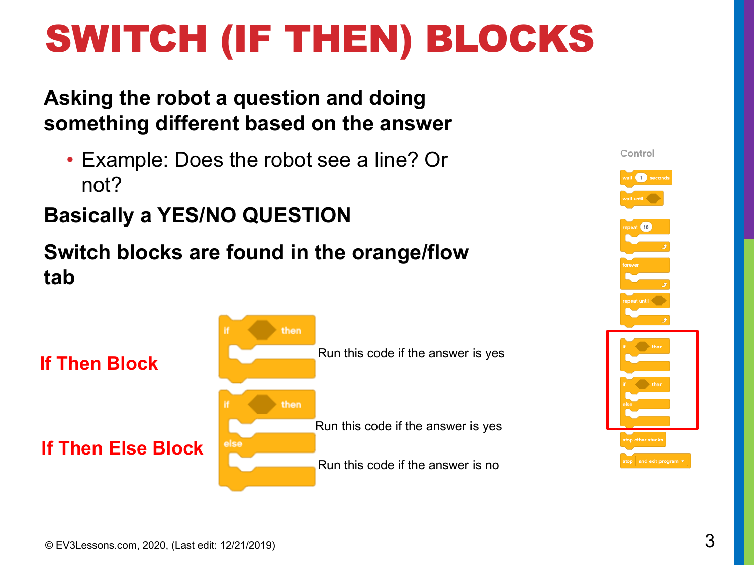# SWITCH (IF THEN) BLOCKS

**Asking the robot a question and doing something different based on the answer**

- Example: Does the robot see a line? Or not?

**Basically a YES/NO QUESTION**

**Switch blocks are found in the orange/flow tab**

**If Then Block**

Run this code if the answer is yes

**If Then Else Block**

Run this code if the answer is yes

Run this code if the answer is no

© EV3Lessons.com, 2020, (Last edit: 12/21/2019)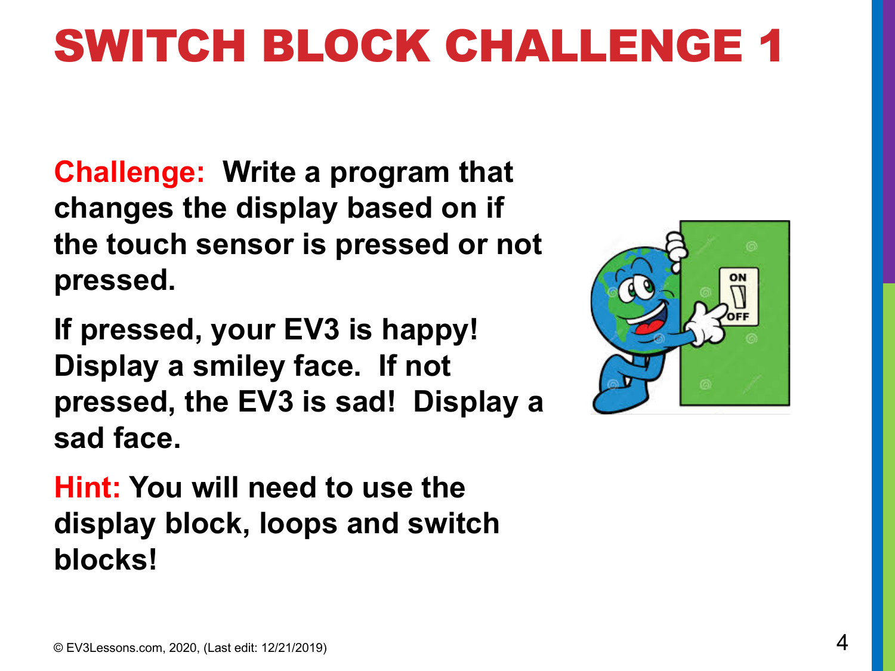# SWITCH BLOCK CHALLENGE 1

**Challenge: Write a program that changes the display based on if the touch sensor is pressed or not pressed.**

**If pressed, your EV3 is happy! Display a smiley face. If not pressed, the EV3 is sad! Display a sad face.**

**Hint: You will need to use the display block, loops and switch blocks!**

© EV3Lessons.com, 2020, (Last edit: 12/21/2019)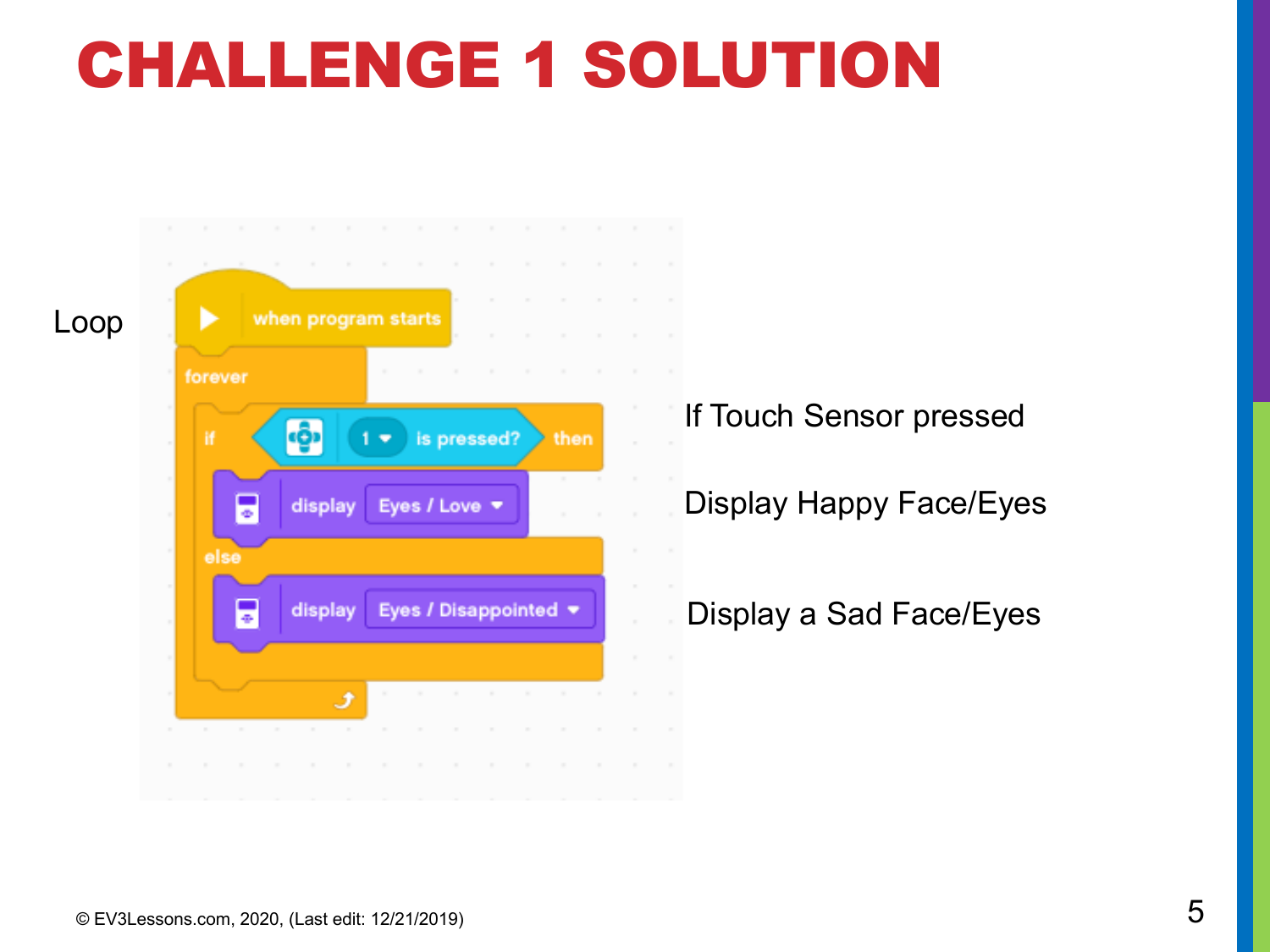# CHALLENGE 1 SOLUTION

Loop

```
when program starts
forever
  if [1 is pressed?] then
    display Eyes / Love
  else
    display Eyes / Disappointed
```

If Touch Sensor pressed

Display Happy Face/Eyes

Display a Sad Face/Eyes

© EV3Lessons.com, 2020, (Last edit: 12/21/2019)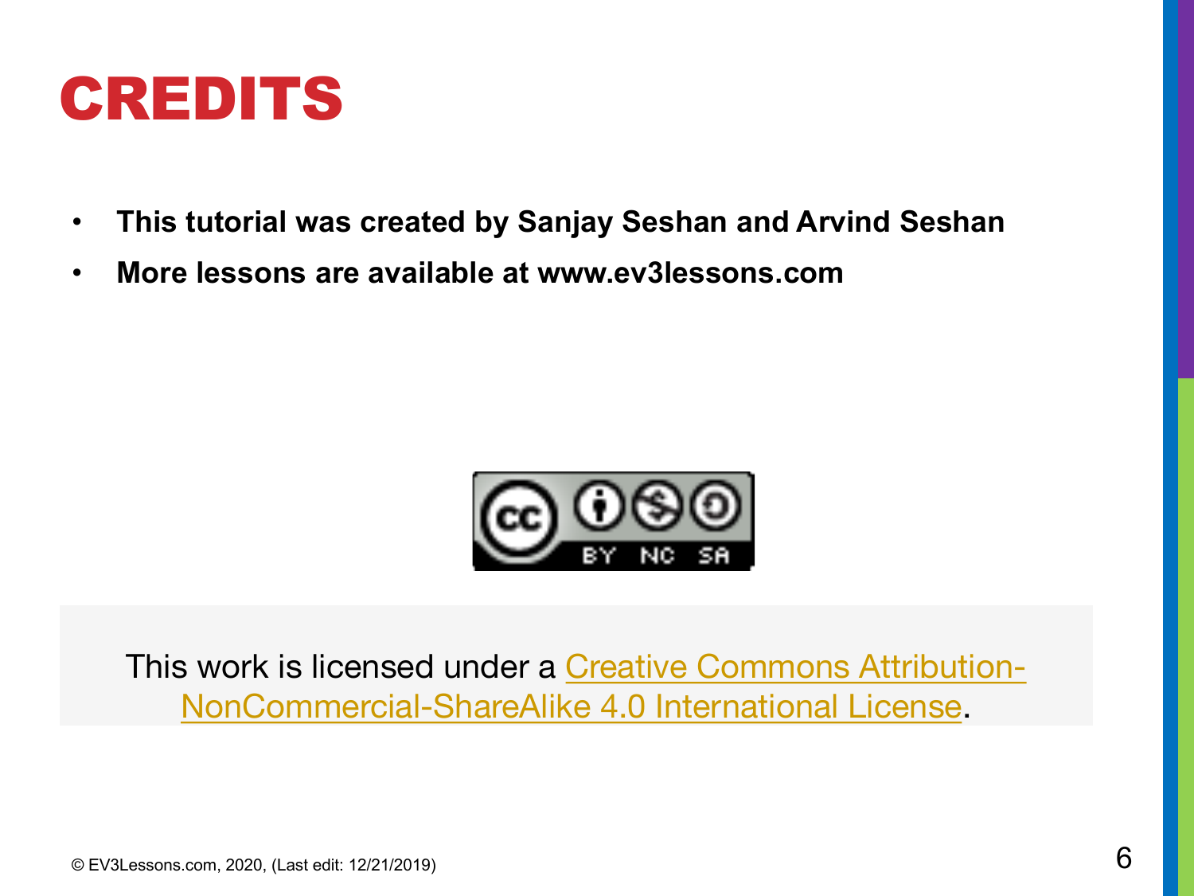# CREDITS

- **This tutorial was created by Sanjay Seshan and Arvind Seshan**
- **More lessons are available at www.ev3lessons.com**

This work is licensed under a Creative Commons Attribution-NonCommercial-ShareAlike 4.0 International License.

© EV3Lessons.com, 2020, (Last edit: 12/21/2019)